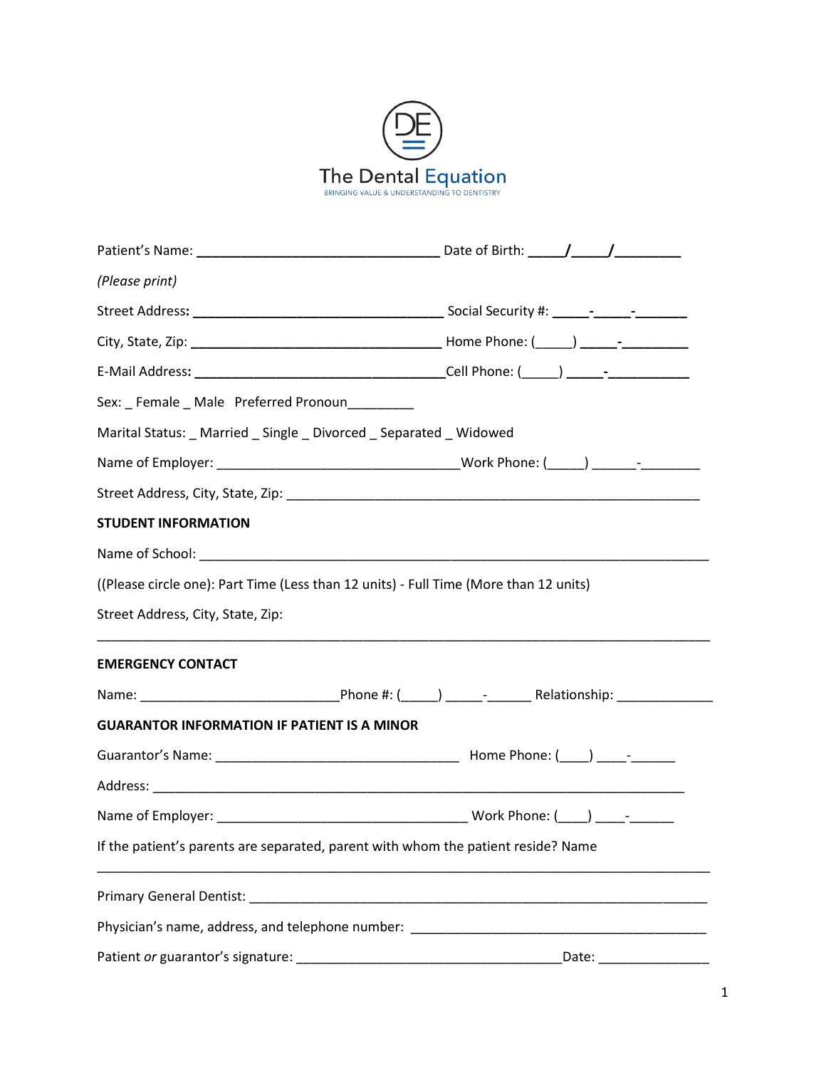The Dental Equation

BRINGING VALUE & UNDERSTANDING TO DENTISTRY

Patient's Name: _________________________________ Date of Birth: _____/_____/_________

*(Please print)*

Street Address: __________________________________ Social Security #: _____-_____-_______

City, State, Zip: __________________________________ Home Phone: (_____) _____-_________

E-Mail Address: __________________________________Cell Phone: (_____) _____-___________

Sex: _ Female _ Male  Preferred Pronoun_________

Marital Status: _ Married _ Single _ Divorced _ Separated _ Widowed

Name of Employer: _________________________________Work Phone: (_____) ______-________

Street Address, City, State, Zip: ________________________________________________________

**STUDENT INFORMATION**

Name of School: ______________________________________________________________________

((Please circle one): Part Time (Less than 12 units) - Full Time (More than 12 units)

Street Address, City, State, Zip:

_________________________________________________________________________________

**EMERGENCY CONTACT**

Name: ___________________________Phone #: (_____) _____-______ Relationship: _____________

**GUARANTOR INFORMATION IF PATIENT IS A MINOR**

Guarantor's Name: _________________________________ Home Phone: (____) ____-______

Address: ________________________________________________________________________

Name of Employer: __________________________________ Work Phone: (____) ____-______

If the patient's parents are separated, parent with whom the patient reside? Name

_________________________________________________________________________________

Primary General Dentist: ____________________________________________________________

Physician's name, address, and telephone number: _______________________________________

Patient *or* guarantor's signature: ____________________________________Date: _______________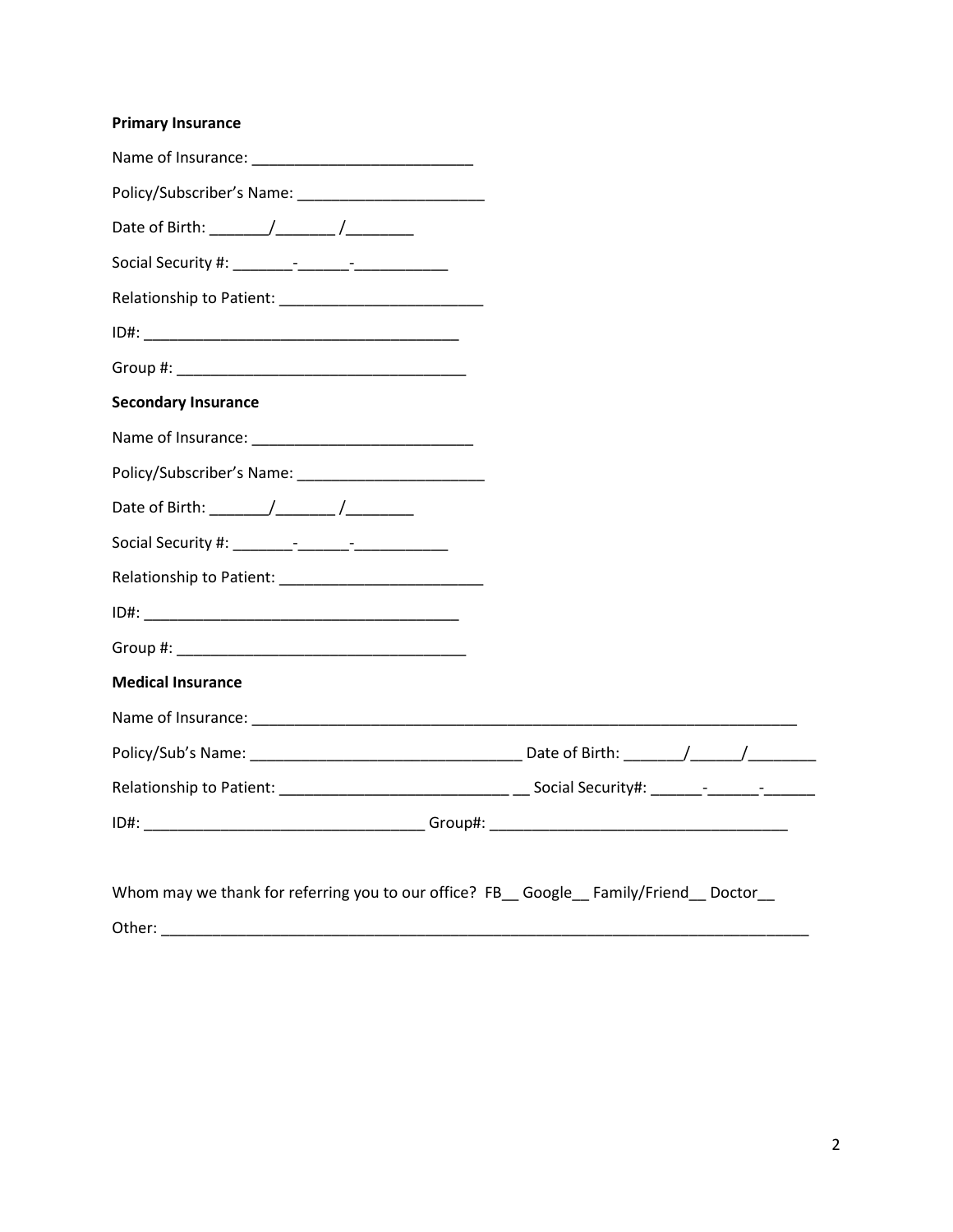**Primary Insurance**

Name of Insurance: ___________________________

Policy/Subscriber's Name: _______________________

Date of Birth: _______/_______ /________

Social Security #: _______-______-___________

Relationship to Patient: ________________________

ID#: _____________________________________

Group #: __________________________________

**Secondary Insurance**

Name of Insurance: ___________________________

Policy/Subscriber's Name: _______________________

Date of Birth: _______/_______ /________

Social Security #: _______-______-___________

Relationship to Patient: ________________________

ID#: _____________________________________

Group #: __________________________________

**Medical Insurance**

Name of Insurance: ____________________________________________________________________

Policy/Sub's Name: ________________________________ Date of Birth: _______/______/________

Relationship to Patient: ___________________________ __ Social Security#: ______-______-______

ID#: _________________________________ Group#: ___________________________________

Whom may we thank for referring you to our office? FB__ Google__ Family/Friend__ Doctor__

Other: ________________________________________________________________________________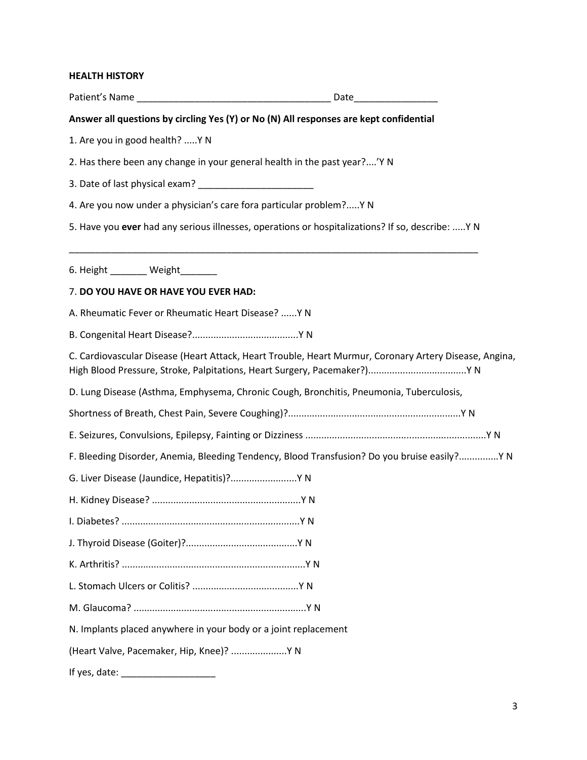**HEALTH HISTORY**

Patient's Name _____________________________________ Date________________

**Answer all questions by circling Yes (Y) or No (N) All responses are kept confidential**

1. Are you in good health? .....Y N

2. Has there been any change in your general health in the past year?....'Y N

3. Date of last physical exam? ______________________

4. Are you now under a physician's care fora particular problem?.....Y N

5. Have you **ever** had any serious illnesses, operations or hospitalizations? If so, describe: .....Y N

_________________________________________________________________________________

6. Height _______ Weight_______

7. **DO YOU HAVE OR HAVE YOU EVER HAD:**

A. Rheumatic Fever or Rheumatic Heart Disease? ......Y N

B. Congenital Heart Disease?........................................Y N

C. Cardiovascular Disease (Heart Attack, Heart Trouble, Heart Murmur, Coronary Artery Disease, Angina, High Blood Pressure, Stroke, Palpitations, Heart Surgery, Pacemaker?)....................................Y N

D. Lung Disease (Asthma, Emphysema, Chronic Cough, Bronchitis, Pneumonia, Tuberculosis,

Shortness of Breath, Chest Pain, Severe Coughing)?.................................................................Y N

E. Seizures, Convulsions, Epilepsy, Fainting or Dizziness ....................................................................Y N

F. Bleeding Disorder, Anemia, Bleeding Tendency, Blood Transfusion? Do you bruise easily?...............Y N

G. Liver Disease (Jaundice, Hepatitis)?.........................Y N

H. Kidney Disease? .......................................................Y N

I. Diabetes? ...................................................................Y N

J. Thyroid Disease (Goiter)?..........................................Y N

K. Arthritis? .....................................................................Y N

L. Stomach Ulcers or Colitis? ........................................Y N

M. Glaucoma? .................................................................Y N

N. Implants placed anywhere in your body or a joint replacement

(Heart Valve, Pacemaker, Hip, Knee)? .....................Y N

If yes, date: __________________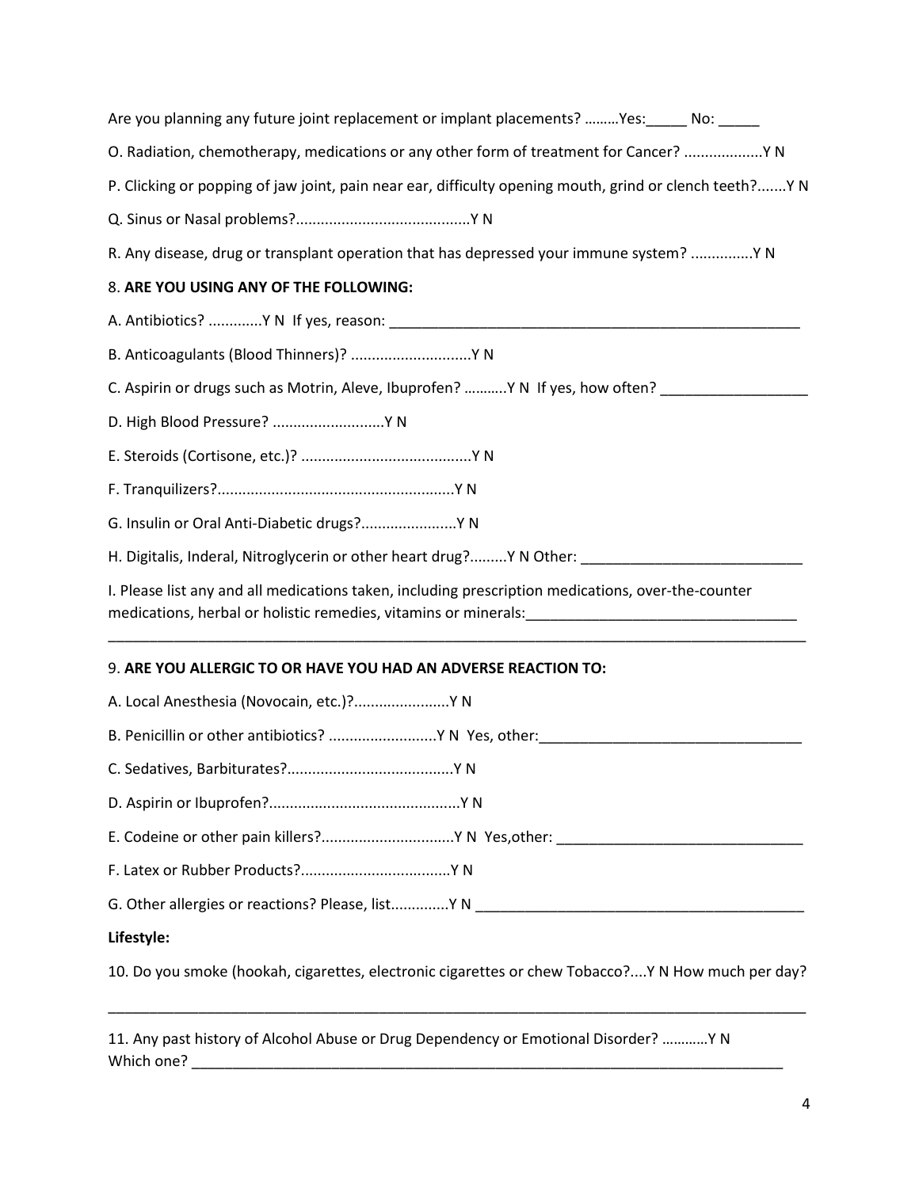Are you planning any future joint replacement or implant placements? ………Yes:_____ No: _____

O. Radiation, chemotherapy, medications or any other form of treatment for Cancer? ..................Y N

P. Clicking or popping of jaw joint, pain near ear, difficulty opening mouth, grind or clench teeth?.......Y N

Q. Sinus or Nasal problems?.........................................Y N

R. Any disease, drug or transplant operation that has depressed your immune system? ..............Y N

8. **ARE YOU USING ANY OF THE FOLLOWING:**

A. Antibiotics? ............Y N If yes, reason: ____________________________________________________

B. Anticoagulants (Blood Thinners)? ............................Y N

C. Aspirin or drugs such as Motrin, Aleve, Ibuprofen? ……….Y N If yes, how often? __________________

D. High Blood Pressure? ..........................Y N

E. Steroids (Cortisone, etc.)? ........................................Y N

F. Tranquilizers?........................................................Y N

G. Insulin or Oral Anti-Diabetic drugs?......................Y N

H. Digitalis, Inderal, Nitroglycerin or other heart drug?.........Y N Other: ___________________________

I. Please list any and all medications taken, including prescription medications, over-the-counter medications, herbal or holistic remedies, vitamins or minerals:_________________________________

__________________________________________________________________________________________

9. **ARE YOU ALLERGIC TO OR HAVE YOU HAD AN ADVERSE REACTION TO:**

A. Local Anesthesia (Novocain, etc.)?......................Y N

B. Penicillin or other antibiotics? .........................Y N Yes, other:________________________________

C. Sedatives, Barbiturates?.......................................Y N

D. Aspirin or Ibuprofen?.............................................Y N

E. Codeine or other pain killers?...............................Y N Yes,other: ______________________________

F. Latex or Rubber Products?...................................Y N

G. Other allergies or reactions? Please, list.............Y N ________________________________________

**Lifestyle:**

10. Do you smoke (hookah, cigarettes, electronic cigarettes or chew Tobacco?....Y N How much per day?

__________________________________________________________________________________________

11. Any past history of Alcohol Abuse or Drug Dependency or Emotional Disorder? …………Y N
Which one? ___________________________________________________________________________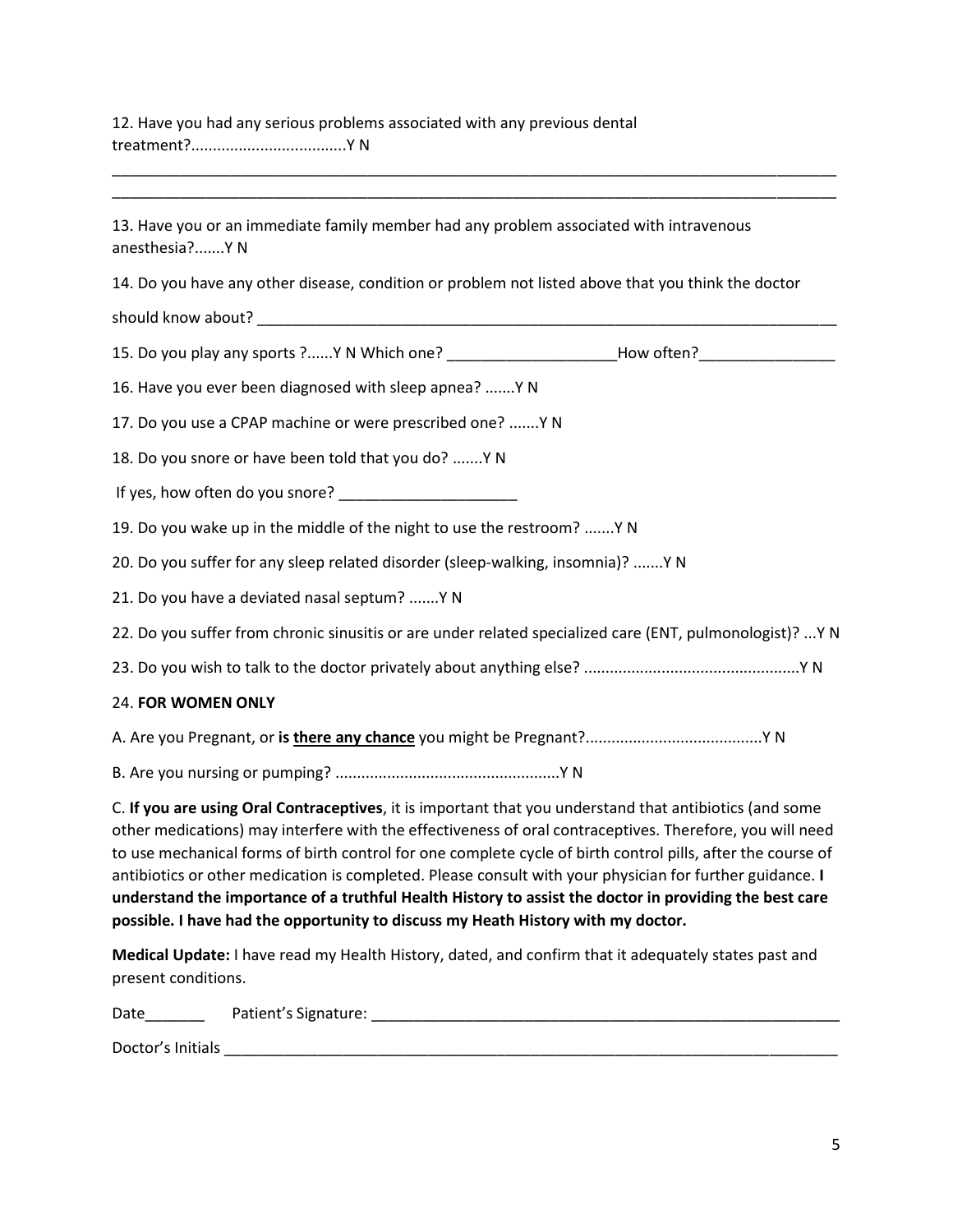12. Have you had any serious problems associated with any previous dental treatment?...................................Y N

________________________________________________________________________________________

________________________________________________________________________________________

13. Have you or an immediate family member had any problem associated with intravenous anesthesia?.......Y N

14. Do you have any other disease, condition or problem not listed above that you think the doctor should know about? ______________________________________________________________________

15. Do you play any sports ?......Y N Which one? ____________________How often?________________

16. Have you ever been diagnosed with sleep apnea? .......Y N

17. Do you use a CPAP machine or were prescribed one? .......Y N

18. Do you snore or have been told that you do? .......Y N

If yes, how often do you snore? _____________________

19. Do you wake up in the middle of the night to use the restroom? .......Y N

20. Do you suffer for any sleep related disorder (sleep-walking, insomnia)? .......Y N

21. Do you have a deviated nasal septum? .......Y N

22. Do you suffer from chronic sinusitis or are under related specialized care (ENT, pulmonologist)? ...Y N

23. Do you wish to talk to the doctor privately about anything else? .................................................Y N

24. **FOR WOMEN ONLY**

A. Are you Pregnant, or **is there any chance** you might be Pregnant?........................................Y N

B. Are you nursing or pumping? ...................................................Y N

C. **If you are using Oral Contraceptives**, it is important that you understand that antibiotics (and some other medications) may interfere with the effectiveness of oral contraceptives. Therefore, you will need to use mechanical forms of birth control for one complete cycle of birth control pills, after the course of antibiotics or other medication is completed. Please consult with your physician for further guidance. **I understand the importance of a truthful Health History to assist the doctor in providing the best care possible. I have had the opportunity to discuss my Heath History with my doctor.**

**Medical Update:** I have read my Health History, dated, and confirm that it adequately states past and present conditions.

Date_______ Patient's Signature: _________________________________________________________

Doctor's Initials ___________________________________________________________________________